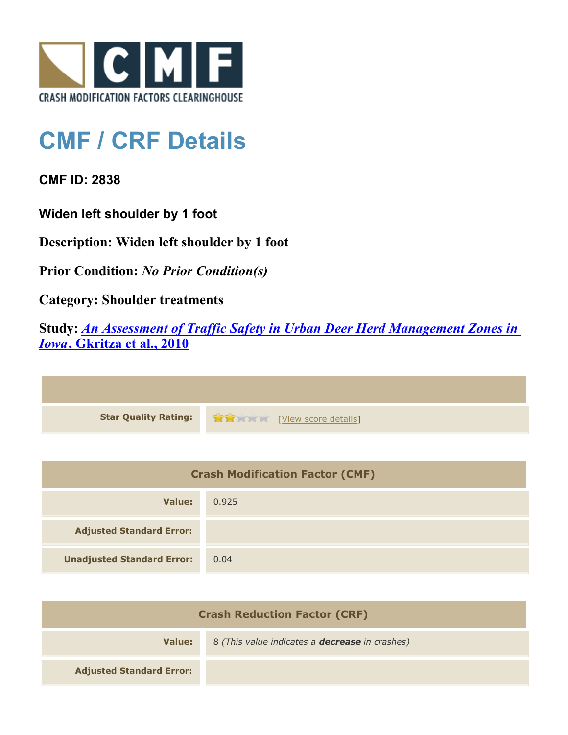CRASH MODIFICATION FACTORS CLEARINGHOUSE

# CMF / CRF Details

## CMF ID: 2838

### Widen left shoulder by 1 foot

**Description: Widen left shoulder by 1 foot**

**Prior Condition:** ***No Prior Condition(s)***

**Category: Shoulder treatments**

**Study:** ***An Assessment of Traffic Safety in Urban Deer Herd Management Zones in Iowa*, Gkritza et al., 2010**

| | |
|---|---|
| **Star Quality Rating:** | 2 of 5 stars [View score details] |

| Crash Modification Factor (CMF) | |
|---|---|
| **Value:** | 0.925 |
| **Adjusted Standard Error:** | |
| **Unadjusted Standard Error:** | 0.04 |

| Crash Reduction Factor (CRF) | |
|---|---|
| **Value:** | 8 *(This value indicates a **decrease** in crashes)* |
| **Adjusted Standard Error:** | |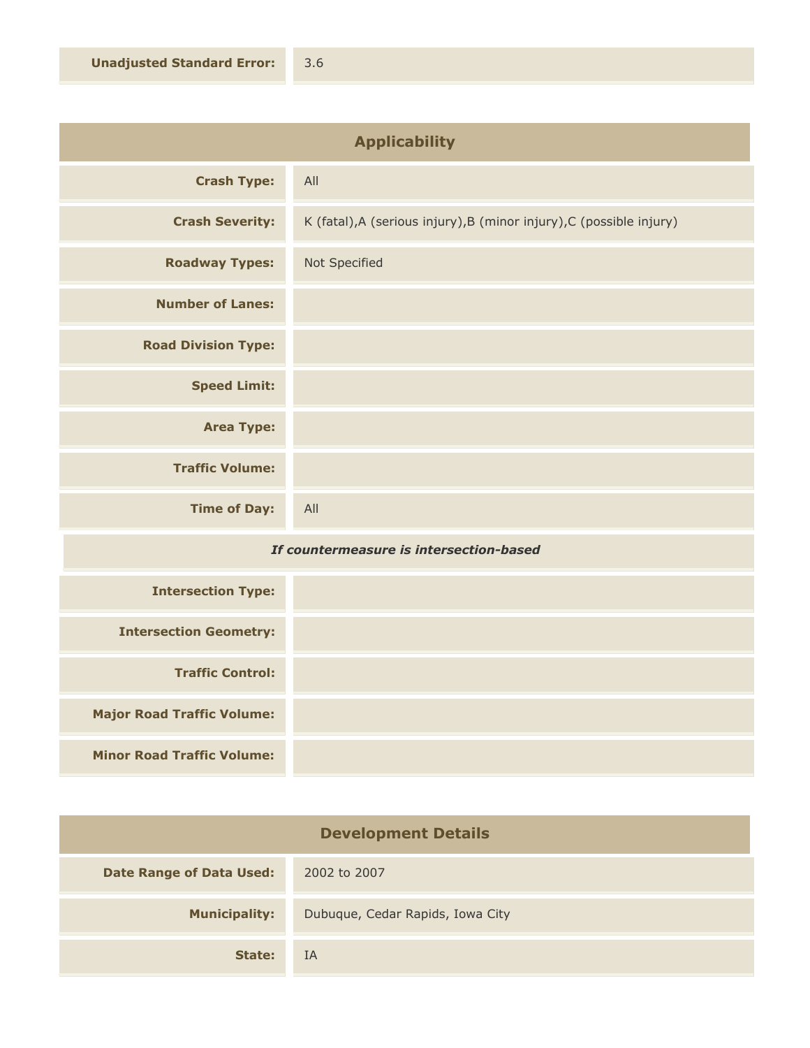| **Unadjusted Standard Error:** | 3.6 |
|---|---|

## Applicability

| | |
|---|---|
| **Crash Type:** | All |
| **Crash Severity:** | K (fatal),A (serious injury),B (minor injury),C (possible injury) |
| **Roadway Types:** | Not Specified |
| **Number of Lanes:** | |
| **Road Division Type:** | |
| **Speed Limit:** | |
| **Area Type:** | |
| **Traffic Volume:** | |
| **Time of Day:** | All |

*If countermeasure is intersection-based*

| | |
|---|---|
| **Intersection Type:** | |
| **Intersection Geometry:** | |
| **Traffic Control:** | |
| **Major Road Traffic Volume:** | |
| **Minor Road Traffic Volume:** | |

## Development Details

| | |
|---|---|
| **Date Range of Data Used:** | 2002 to 2007 |
| **Municipality:** | Dubuque, Cedar Rapids, Iowa City |
| **State:** | IA |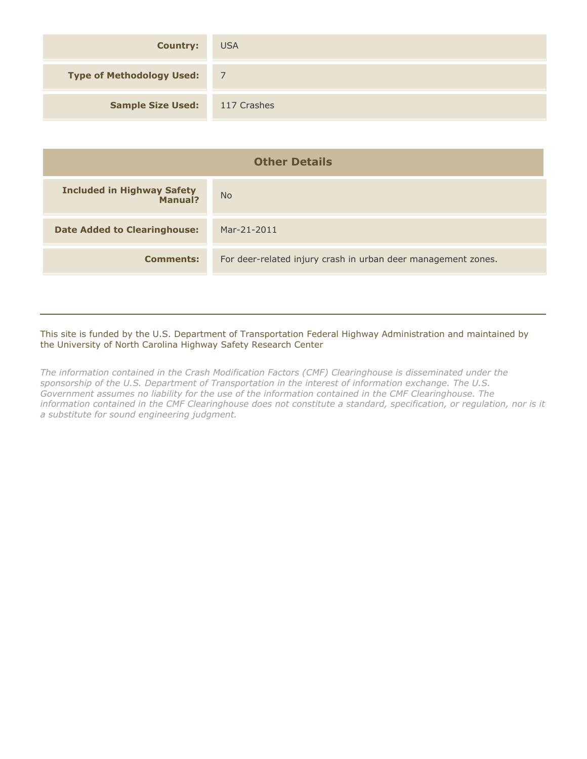| | |
|---|---|
| **Country:** | USA |
| **Type of Methodology Used:** | 7 |
| **Sample Size Used:** | 117 Crashes |

## Other Details

| | |
|---|---|
| **Included in Highway Safety Manual?** | No |
| **Date Added to Clearinghouse:** | Mar-21-2011 |
| **Comments:** | For deer-related injury crash in urban deer management zones. |

---

This site is funded by the U.S. Department of Transportation Federal Highway Administration and maintained by the University of North Carolina Highway Safety Research Center

*The information contained in the Crash Modification Factors (CMF) Clearinghouse is disseminated under the sponsorship of the U.S. Department of Transportation in the interest of information exchange. The U.S. Government assumes no liability for the use of the information contained in the CMF Clearinghouse. The information contained in the CMF Clearinghouse does not constitute a standard, specification, or regulation, nor is it a substitute for sound engineering judgment.*